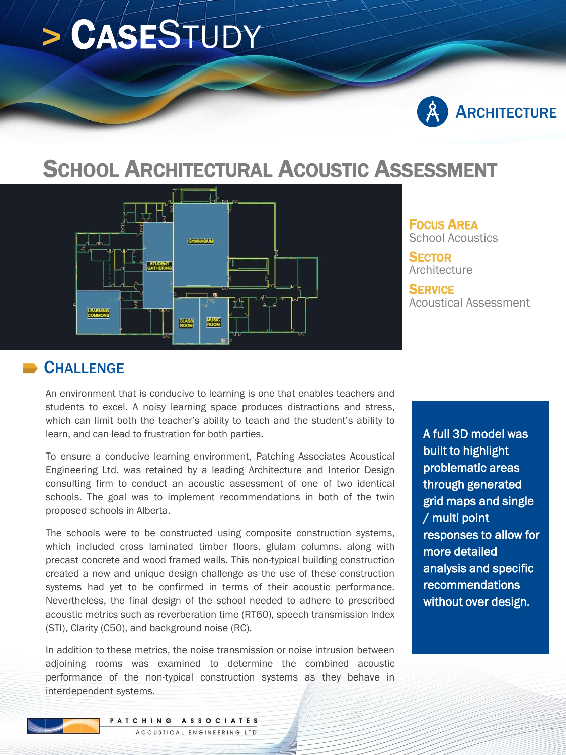# > CASESTUDY

ARCHITECTURE

## SCHOOL ARCHITECTURAL ACOUSTIC ASSESSMENT

**FOCUS AREA**
School Acoustics

**SECTOR**
Architecture

**SERVICE**
Acoustical Assessment

## CHALLENGE

An environment that is conducive to learning is one that enables teachers and students to excel. A noisy learning space produces distractions and stress, which can limit both the teacher's ability to teach and the student's ability to learn, and can lead to frustration for both parties.

To ensure a conducive learning environment, Patching Associates Acoustical Engineering Ltd. was retained by a leading Architecture and Interior Design consulting firm to conduct an acoustic assessment of one of two identical schools. The goal was to implement recommendations in both of the twin proposed schools in Alberta.

The schools were to be constructed using composite construction systems, which included cross laminated timber floors, glulam columns, along with precast concrete and wood framed walls. This non-typical building construction created a new and unique design challenge as the use of these construction systems had yet to be confirmed in terms of their acoustic performance. Nevertheless, the final design of the school needed to adhere to prescribed acoustic metrics such as reverberation time (RT60), speech transmission Index (STI), Clarity (C50), and background noise (RC).

In addition to these metrics, the noise transmission or noise intrusion between adjoining rooms was examined to determine the combined acoustic performance of the non-typical construction systems as they behave in interdependent systems.

**A full 3D model was built to highlight problematic areas through generated grid maps and single / multi point responses to allow for more detailed analysis and specific recommendations without over design.**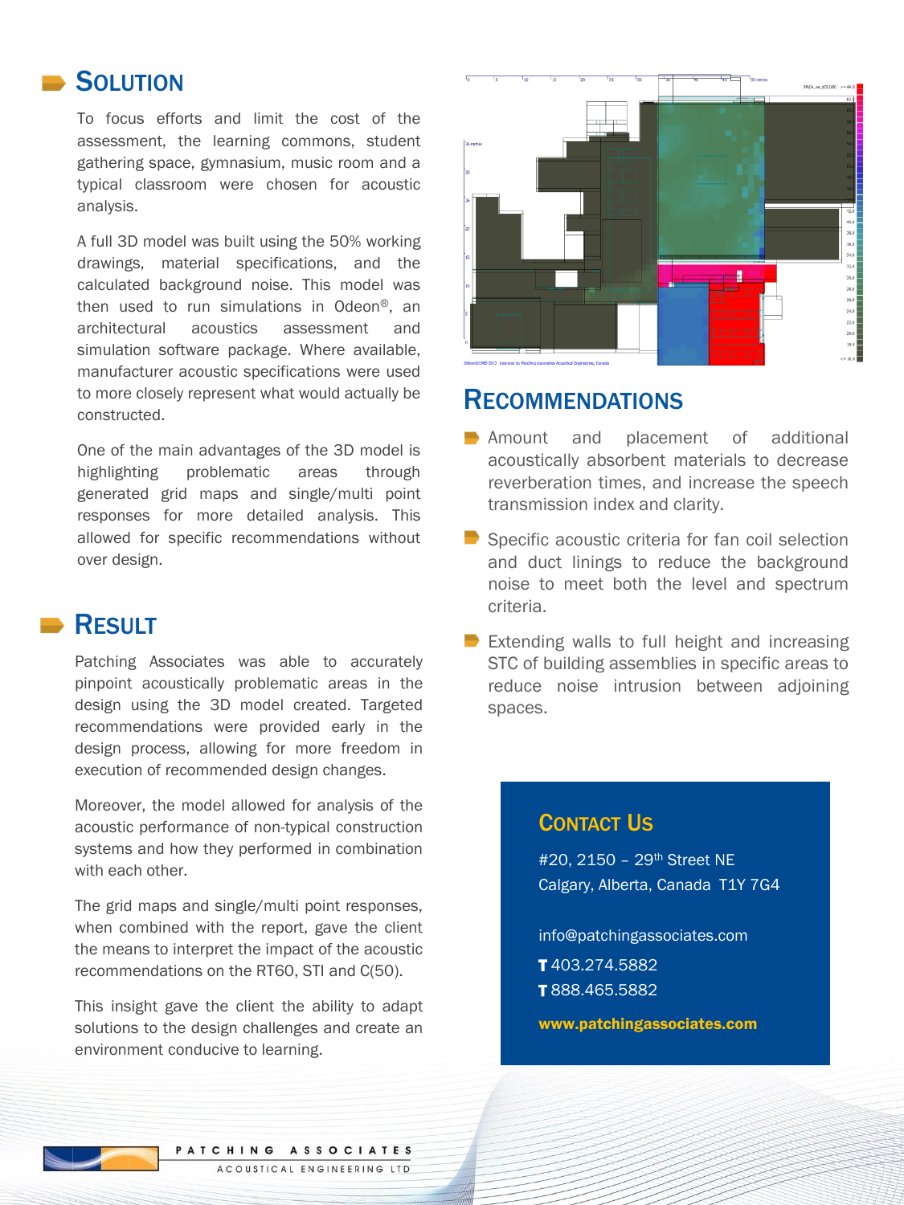## Solution

To focus efforts and limit the cost of the assessment, the learning commons, student gathering space, gymnasium, music room and a typical classroom were chosen for acoustic analysis.

A full 3D model was built using the 50% working drawings, material specifications, and the calculated background noise. This model was then used to run simulations in Odeon®, an architectural acoustics assessment and simulation software package. Where available, manufacturer acoustic specifications were used to more closely represent what would actually be constructed.

One of the main advantages of the 3D model is highlighting problematic areas through generated grid maps and single/multi point responses for more detailed analysis. This allowed for specific recommendations without over design.

## Result

Patching Associates was able to accurately pinpoint acoustically problematic areas in the design using the 3D model created. Targeted recommendations were provided early in the design process, allowing for more freedom in execution of recommended design changes.

Moreover, the model allowed for analysis of the acoustic performance of non-typical construction systems and how they performed in combination with each other.

The grid maps and single/multi point responses, when combined with the report, gave the client the means to interpret the impact of the acoustic recommendations on the RT60, STI and C(50).

This insight gave the client the ability to adapt solutions to the design challenges and create an environment conducive to learning.

## Recommendations

- Amount and placement of additional acoustically absorbent materials to decrease reverberation times, and increase the speech transmission index and clarity.
- Specific acoustic criteria for fan coil selection and duct linings to reduce the background noise to meet both the level and spectrum criteria.
- Extending walls to full height and increasing STC of building assemblies in specific areas to reduce noise intrusion between adjoining spaces.

## Contact Us

#20, 2150 – 29th Street NE
Calgary, Alberta, Canada T1Y 7G4

info@patchingassociates.com

**T** 403.274.5882

**T** 888.465.5882

**www.patchingassociates.com**

PATCHING ASSOCIATES
ACOUSTICAL ENGINEERING LTD